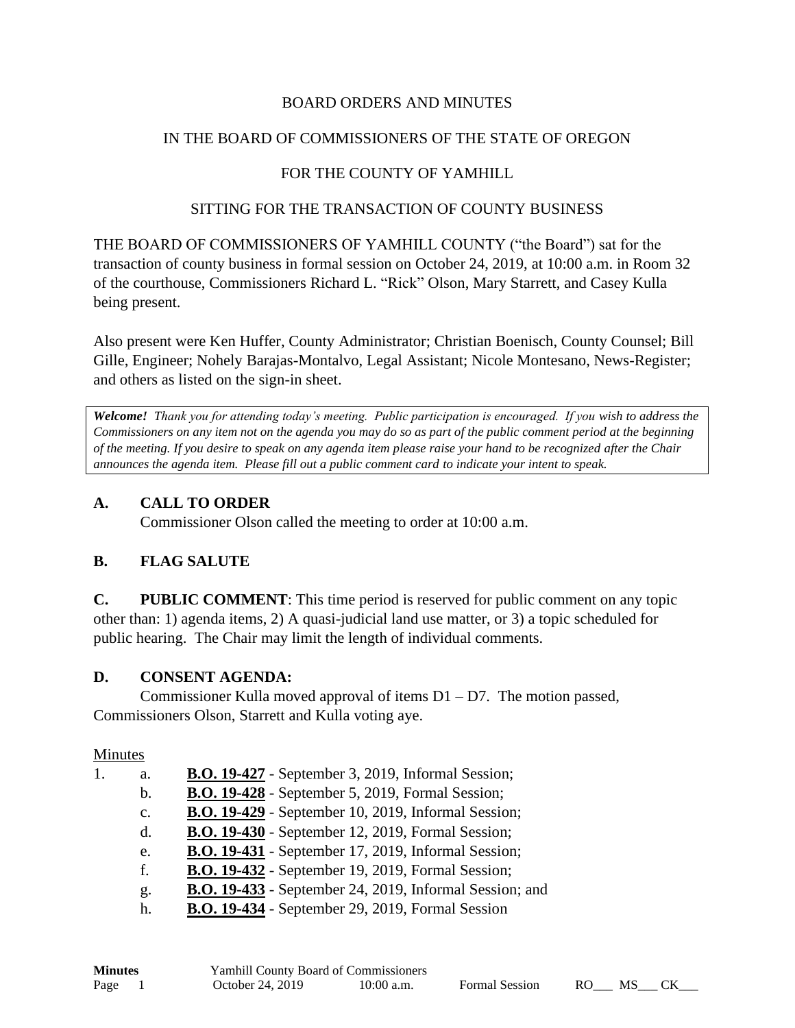BOARD ORDERS AND MINUTES

IN THE BOARD OF COMMISSIONERS OF THE STATE OF OREGON

FOR THE COUNTY OF YAMHILL

SITTING FOR THE TRANSACTION OF COUNTY BUSINESS

THE BOARD OF COMMISSIONERS OF YAMHILL COUNTY ("the Board") sat for the transaction of county business in formal session on October 24, 2019, at 10:00 a.m. in Room 32 of the courthouse, Commissioners Richard L. "Rick" Olson, Mary Starrett, and Casey Kulla being present.

Also present were Ken Huffer, County Administrator; Christian Boenisch, County Counsel; Bill Gille, Engineer; Nohely Barajas-Montalvo, Legal Assistant; Nicole Montesano, News-Register; and others as listed on the sign-in sheet.

> ***Welcome!*** *Thank you for attending today's meeting. Public participation is encouraged. If you wish to address the Commissioners on any item not on the agenda you may do so as part of the public comment period at the beginning of the meeting. If you desire to speak on any agenda item please raise your hand to be recognized after the Chair announces the agenda item. Please fill out a public comment card to indicate your intent to speak.*

## A. CALL TO ORDER

Commissioner Olson called the meeting to order at 10:00 a.m.

## B. FLAG SALUTE

**C. PUBLIC COMMENT**: This time period is reserved for public comment on any topic other than: 1) agenda items, 2) A quasi-judicial land use matter, or 3) a topic scheduled for public hearing. The Chair may limit the length of individual comments.

## D. CONSENT AGENDA:

Commissioner Kulla moved approval of items D1 – D7. The motion passed, Commissioners Olson, Starrett and Kulla voting aye.

Minutes

1. a. **B.O. 19-427** - September 3, 2019, Informal Session;
   b. **B.O. 19-428** - September 5, 2019, Formal Session;
   c. **B.O. 19-429** - September 10, 2019, Informal Session;
   d. **B.O. 19-430** - September 12, 2019, Formal Session;
   e. **B.O. 19-431** - September 17, 2019, Informal Session;
   f. **B.O. 19-432** - September 19, 2019, Formal Session;
   g. **B.O. 19-433** - September 24, 2019, Informal Session; and
   h. **B.O. 19-434** - September 29, 2019, Formal Session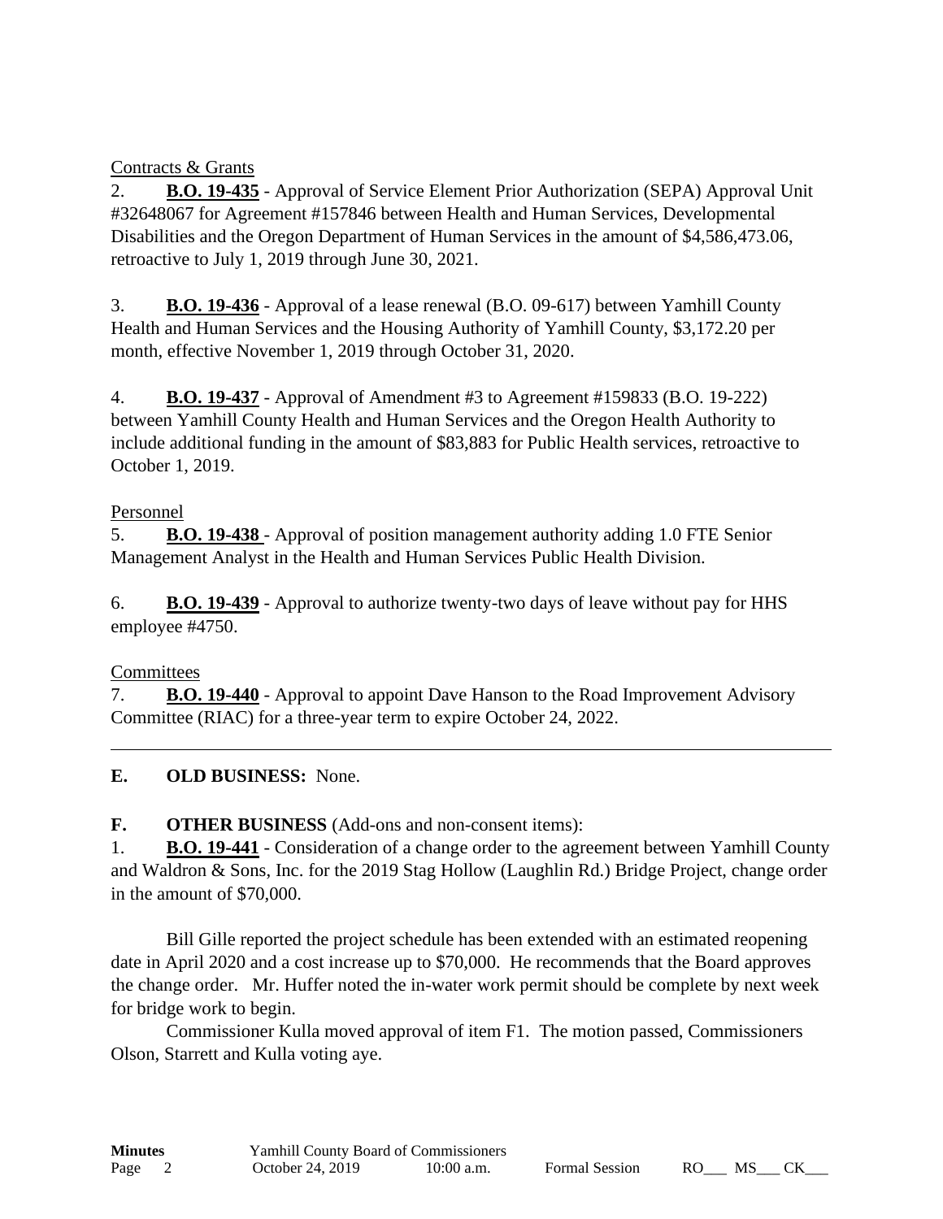Contracts & Grants

2. **B.O. 19-435** - Approval of Service Element Prior Authorization (SEPA) Approval Unit #32648067 for Agreement #157846 between Health and Human Services, Developmental Disabilities and the Oregon Department of Human Services in the amount of $4,586,473.06, retroactive to July 1, 2019 through June 30, 2021.

3. **B.O. 19-436** - Approval of a lease renewal (B.O. 09-617) between Yamhill County Health and Human Services and the Housing Authority of Yamhill County, $3,172.20 per month, effective November 1, 2019 through October 31, 2020.

4. **B.O. 19-437** - Approval of Amendment #3 to Agreement #159833 (B.O. 19-222) between Yamhill County Health and Human Services and the Oregon Health Authority to include additional funding in the amount of $83,883 for Public Health services, retroactive to October 1, 2019.

Personnel

5. **B.O. 19-438** - Approval of position management authority adding 1.0 FTE Senior Management Analyst in the Health and Human Services Public Health Division.

6. **B.O. 19-439** - Approval to authorize twenty-two days of leave without pay for HHS employee #4750.

Committees

7. **B.O. 19-440** - Approval to appoint Dave Hanson to the Road Improvement Advisory Committee (RIAC) for a three-year term to expire October 24, 2022.

---

**E. OLD BUSINESS:** None.

**F. OTHER BUSINESS** (Add-ons and non-consent items):

1. **B.O. 19-441** - Consideration of a change order to the agreement between Yamhill County and Waldron & Sons, Inc. for the 2019 Stag Hollow (Laughlin Rd.) Bridge Project, change order in the amount of $70,000.

Bill Gille reported the project schedule has been extended with an estimated reopening date in April 2020 and a cost increase up to $70,000. He recommends that the Board approves the change order. Mr. Huffer noted the in-water work permit should be complete by next week for bridge work to begin.

Commissioner Kulla moved approval of item F1. The motion passed, Commissioners Olson, Starrett and Kulla voting aye.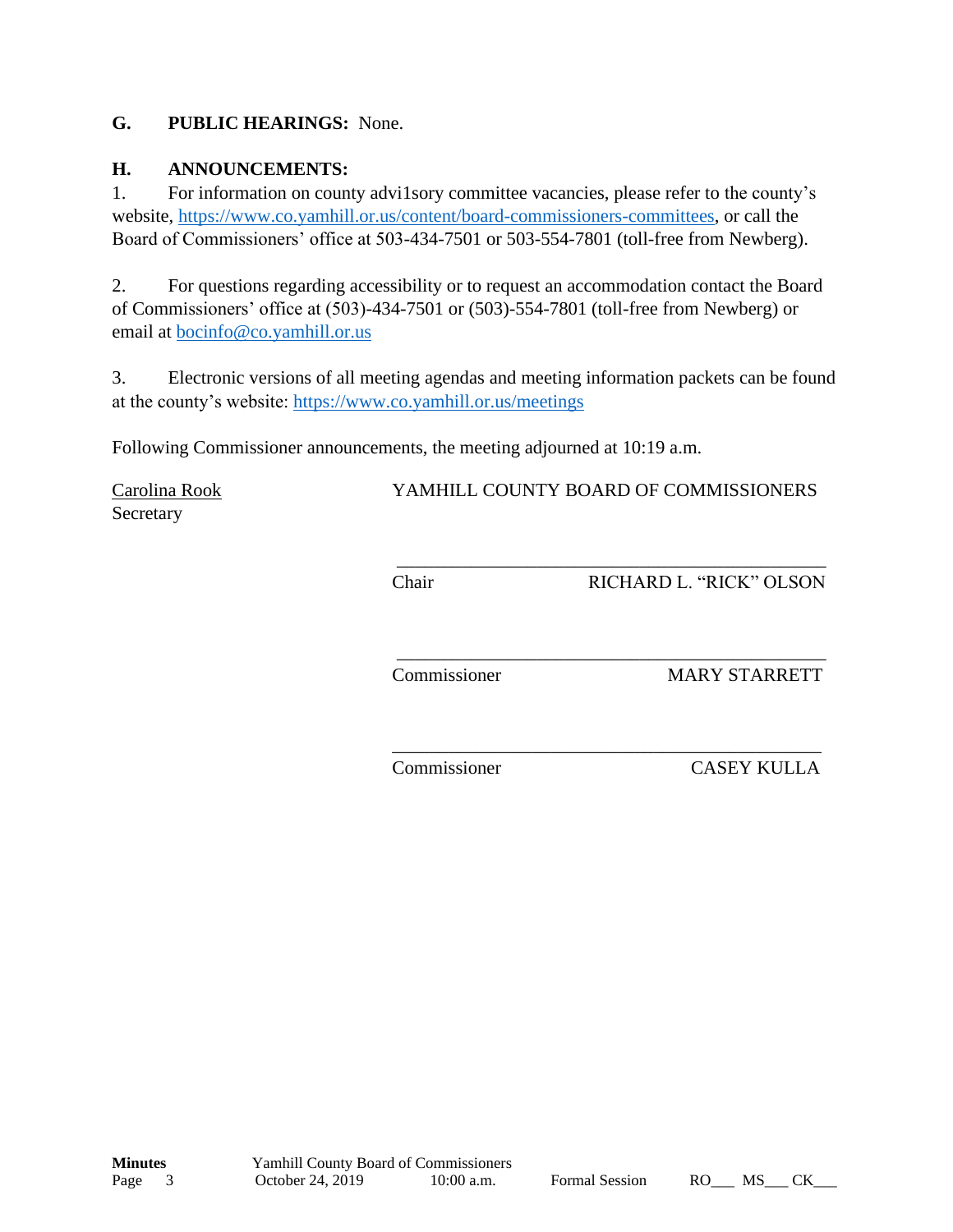**G. PUBLIC HEARINGS:** None.

**H. ANNOUNCEMENTS:**

1. For information on county advi1sory committee vacancies, please refer to the county's website, https://www.co.yamhill.or.us/content/board-commissioners-committees, or call the Board of Commissioners' office at 503-434-7501 or 503-554-7801 (toll-free from Newberg).

2. For questions regarding accessibility or to request an accommodation contact the Board of Commissioners' office at (503)-434-7501 or (503)-554-7801 (toll-free from Newberg) or email at bocinfo@co.yamhill.or.us

3. Electronic versions of all meeting agendas and meeting information packets can be found at the county's website: https://www.co.yamhill.or.us/meetings

Following Commissioner announcements, the meeting adjourned at 10:19 a.m.

Carolina Rook
Secretary

YAMHILL COUNTY BOARD OF COMMISSIONERS

\_\_\_\_\_\_\_\_\_\_\_\_\_\_\_\_\_\_\_\_\_\_\_\_\_\_\_\_\_\_\_\_\_\_\_\_\_\_\_\_
Chair RICHARD L. "RICK" OLSON

\_\_\_\_\_\_\_\_\_\_\_\_\_\_\_\_\_\_\_\_\_\_\_\_\_\_\_\_\_\_\_\_\_\_\_\_\_\_\_\_
Commissioner MARY STARRETT

\_\_\_\_\_\_\_\_\_\_\_\_\_\_\_\_\_\_\_\_\_\_\_\_\_\_\_\_\_\_\_\_\_\_\_\_\_\_\_\_
Commissioner CASEY KULLA